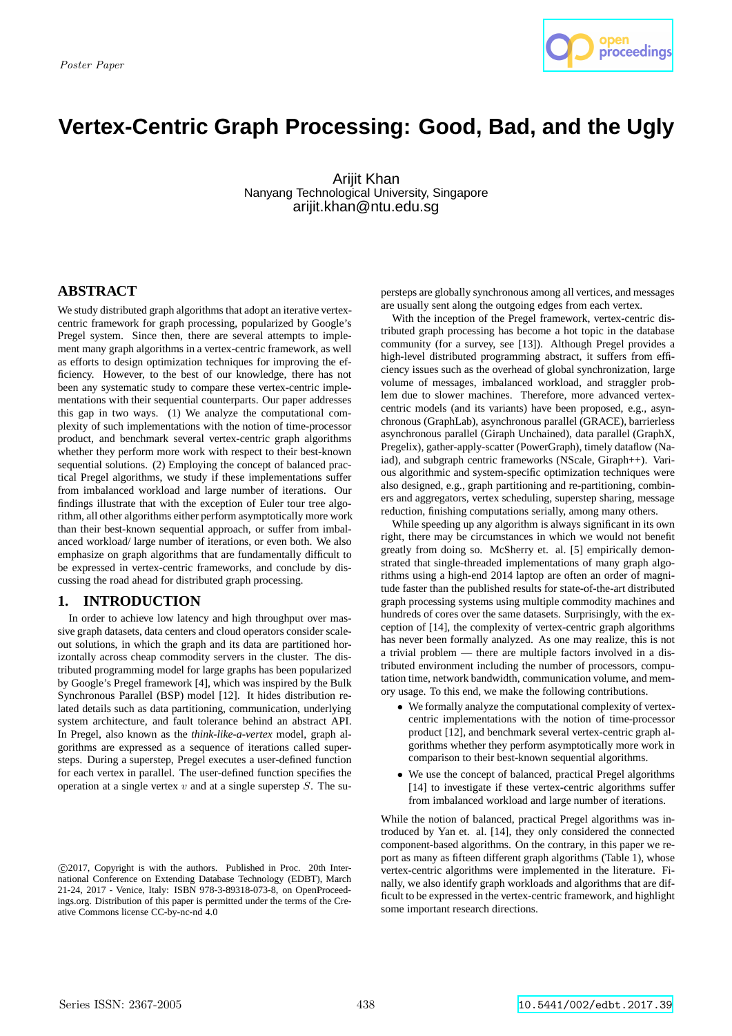Poster Paper

# Vertex-Centric Graph Processing: Good, Bad, and the Ugly

Arijit Khan
Nanyang Technological University, Singapore
arijit.khan@ntu.edu.sg

## ABSTRACT

We study distributed graph algorithms that adopt an iterative vertex-centric framework for graph processing, popularized by Google's Pregel system. Since then, there are several attempts to implement many graph algorithms in a vertex-centric framework, as well as efforts to design optimization techniques for improving the efficiency. However, to the best of our knowledge, there has not been any systematic study to compare these vertex-centric implementations with their sequential counterparts. Our paper addresses this gap in two ways. (1) We analyze the computational complexity of such implementations with the notion of time-processor product, and benchmark several vertex-centric graph algorithms whether they perform more work with respect to their best-known sequential solutions. (2) Employing the concept of balanced practical Pregel algorithms, we study if these implementations suffer from imbalanced workload and large number of iterations. Our findings illustrate that with the exception of Euler tour tree algorithm, all other algorithms either perform asymptotically more work than their best-known sequential approach, or suffer from imbalanced workload/ large number of iterations, or even both. We also emphasize on graph algorithms that are fundamentally difficult to be expressed in vertex-centric frameworks, and conclude by discussing the road ahead for distributed graph processing.

## 1. INTRODUCTION

In order to achieve low latency and high throughput over massive graph datasets, data centers and cloud operators consider scale-out solutions, in which the graph and its data are partitioned horizontally across cheap commodity servers in the cluster. The distributed programming model for large graphs has been popularized by Google's Pregel framework [4], which was inspired by the Bulk Synchronous Parallel (BSP) model [12]. It hides distribution related details such as data partitioning, communication, underlying system architecture, and fault tolerance behind an abstract API. In Pregel, also known as the *think-like-a-vertex* model, graph algorithms are expressed as a sequence of iterations called supersteps. During a superstep, Pregel executes a user-defined function for each vertex in parallel. The user-defined function specifies the operation at a single vertex $v$ and at a single superstep $S$. The supersteps are globally synchronous among all vertices, and messages are usually sent along the outgoing edges from each vertex.

With the inception of the Pregel framework, vertex-centric distributed graph processing has become a hot topic in the database community (for a survey, see [13]). Although Pregel provides a high-level distributed programming abstract, it suffers from efficiency issues such as the overhead of global synchronization, large volume of messages, imbalanced workload, and straggler problem due to slower machines. Therefore, more advanced vertex-centric models (and its variants) have been proposed, e.g., asynchronous (GraphLab), asynchronous parallel (GRACE), barrierless asynchronous parallel (Giraph Unchained), data parallel (GraphX, Pregelix), gather-apply-scatter (PowerGraph), timely dataflow (Naiad), and subgraph centric frameworks (NScale, Giraph++). Various algorithmic and system-specific optimization techniques were also designed, e.g., graph partitioning and re-partitioning, combiners and aggregators, vertex scheduling, superstep sharing, message reduction, finishing computations serially, among many others.

While speeding up any algorithm is always significant in its own right, there may be circumstances in which we would not benefit greatly from doing so. McSherry et. al. [5] empirically demonstrated that single-threaded implementations of many graph algorithms using a high-end 2014 laptop are often an order of magnitude faster than the published results for state-of-the-art distributed graph processing systems using multiple commodity machines and hundreds of cores over the same datasets. Surprisingly, with the exception of [14], the complexity of vertex-centric graph algorithms has never been formally analyzed. As one may realize, this is not a trivial problem — there are multiple factors involved in a distributed environment including the number of processors, computation time, network bandwidth, communication volume, and memory usage. To this end, we make the following contributions.

- We formally analyze the computational complexity of vertex-centric implementations with the notion of time-processor product [12], and benchmark several vertex-centric graph algorithms whether they perform asymptotically more work in comparison to their best-known sequential algorithms.
- We use the concept of balanced, practical Pregel algorithms [14] to investigate if these vertex-centric algorithms suffer from imbalanced workload and large number of iterations.

While the notion of balanced, practical Pregel algorithms was introduced by Yan et. al. [14], they only considered the connected component-based algorithms. On the contrary, in this paper we report as many as fifteen different graph algorithms (Table 1), whose vertex-centric algorithms were implemented in the literature. Finally, we also identify graph workloads and algorithms that are difficult to be expressed in the vertex-centric framework, and highlight some important research directions.

©2017, Copyright is with the authors. Published in Proc. 20th International Conference on Extending Database Technology (EDBT), March 21-24, 2017 - Venice, Italy: ISBN 978-3-89318-073-8, on OpenProceedings.org. Distribution of this paper is permitted under the terms of the Creative Commons license CC-by-nc-nd 4.0

Series ISSN: 2367-2005 10.5441/002/edbt.2017.39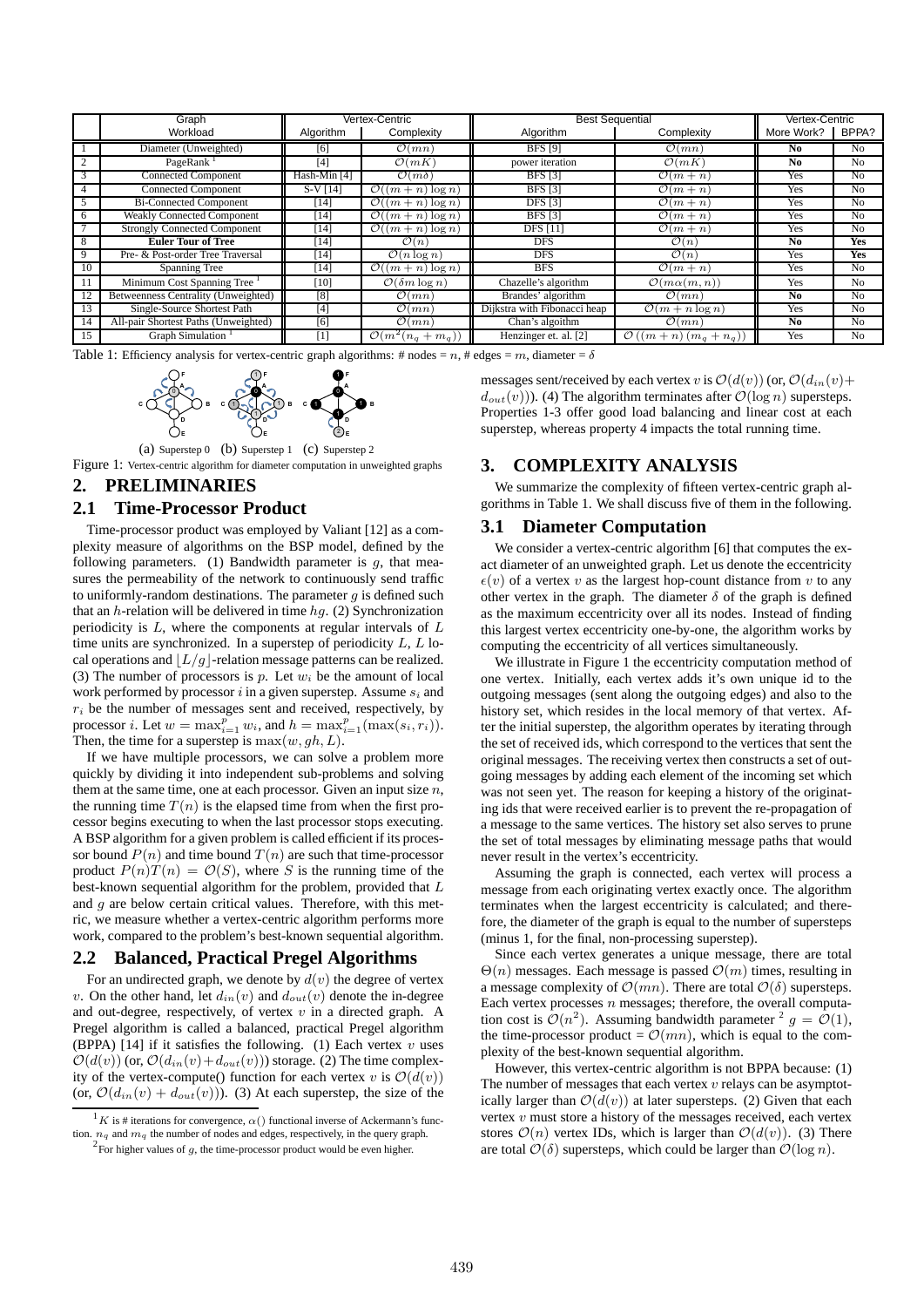| | Graph | Vertex-Centric | | Best Sequential | | Vertex-Centric | |
|---|---|---|---|---|---|---|---|
| | Workload | Algorithm | Complexity | Algorithm | Complexity | More Work? | BPPA? |
| 1 | Diameter (Unweighted) | [6] | $\mathcal{O}(mn)$ | BFS [9] | $\mathcal{O}(mn)$ | **No** | No |
| 2 | PageRank [1] | [4] | $\mathcal{O}(mK)$ | power iteration | $\mathcal{O}(mK)$ | **No** | No |
| 3 | Connected Component | Hash-Min [4] | $\mathcal{O}(m\delta)$ | BFS [3] | $\mathcal{O}(m+n)$ | Yes | No |
| 4 | Connected Component | S-V [14] | $\mathcal{O}((m+n)\log n)$ | BFS [3] | $\mathcal{O}(m+n)$ | Yes | No |
| 5 | Bi-Connected Component | [14] | $\mathcal{O}((m+n)\log n)$ | DFS [3] | $\mathcal{O}(m+n)$ | Yes | No |
| 6 | Weakly Connected Component | [14] | $\mathcal{O}((m+n)\log n)$ | BFS [3] | $\mathcal{O}(m+n)$ | Yes | No |
| 7 | Strongly Connected Component | [14] | $\mathcal{O}((m+n)\log n)$ | DFS [11] | $\mathcal{O}(m+n)$ | Yes | No |
| 8 | **Euler Tour of Tree** | [14] | $\mathcal{O}(n)$ | DFS | $\mathcal{O}(n)$ | **No** | **Yes** |
| 9 | Pre- & Post-order Tree Traversal | [14] | $\mathcal{O}(n\log n)$ | DFS | $\mathcal{O}(n)$ | Yes | **Yes** |
| 10 | Spanning Tree | [14] | $\mathcal{O}((m+n)\log n)$ | BFS | $\mathcal{O}(m+n)$ | Yes | No |
| 11 | Minimum Cost Spanning Tree [1] | [10] | $\mathcal{O}(\delta m\log n)$ | Chazelle's algorithm | $\mathcal{O}(m\alpha(m,n))$ | Yes | No |
| 12 | Betweenness Centrality (Unweighted) | [8] | $\mathcal{O}(mn)$ | Brandes' algorithm | $\mathcal{O}(mn)$ | **No** | No |
| 13 | Single-Source Shortest Path | [4] | $\mathcal{O}(mn)$ | Dijkstra with Fibonacci heap | $\mathcal{O}(m+n\log n)$ | Yes | No |
| 14 | All-pair Shortest Paths (Unweighted) | [6] | $\mathcal{O}(mn)$ | Chan's algoithm | $\mathcal{O}(mn)$ | **No** | No |
| 15 | Graph Simulation [1] | [1] | $\mathcal{O}(m^2(n_q+m_q))$ | Henzinger et. al. [2] | $\mathcal{O}((m+n)(m_q+n_q))$ | Yes | No |

Table 1: Efficiency analysis for vertex-centric graph algorithms: # nodes = $n$, # edges = $m$, diameter = $\delta$

(a) Superstep 0 (b) Superstep 1 (c) Superstep 2

Figure 1: Vertex-centric algorithm for diameter computation in unweighted graphs

## 2. PRELIMINARIES

### 2.1 Time-Processor Product

Time-processor product was employed by Valiant [12] as a complexity measure of algorithms on the BSP model, defined by the following parameters. (1) Bandwidth parameter is $g$, that measures the permeability of the network to continuously send traffic to uniformly-random destinations. The parameter $g$ is defined such that an $h$-relation will be delivered in time $hg$. (2) Synchronization periodicity is $L$, where the components at regular intervals of $L$ time units are synchronized. In a superstep of periodicity $L$, $L$ local operations and $\lfloor L/g \rfloor$-relation message patterns can be realized. (3) The number of processors is $p$. Let $w_i$ be the amount of local work performed by processor $i$ in a given superstep. Assume $s_i$ and $r_i$ be the number of messages sent and received, respectively, by processor $i$. Let $w = \max_{i=1}^{p} w_i$, and $h = \max_{i=1}^{p}(\max(s_i, r_i))$. Then, the time for a superstep is $\max(w, gh, L)$.

If we have multiple processors, we can solve a problem more quickly by dividing it into independent sub-problems and solving them at the same time, one at each processor. Given an input size $n$, the running time $T(n)$ is the elapsed time from when the first processor begins executing to when the last processor stops executing. A BSP algorithm for a given problem is called efficient if its processor bound $P(n)$ and time bound $T(n)$ are such that time-processor product $P(n)T(n) = \mathcal{O}(S)$, where $S$ is the running time of the best-known sequential algorithm for the problem, provided that $L$ and $g$ are below certain critical values. Therefore, with this metric, we measure whether a vertex-centric algorithm performs more work, compared to the problem's best-known sequential algorithm.

### 2.2 Balanced, Practical Pregel Algorithms

For an undirected graph, we denote by $d(v)$ the degree of vertex $v$. On the other hand, let $d_{in}(v)$ and $d_{out}(v)$ denote the in-degree and out-degree, respectively, of vertex $v$ in a directed graph. A Pregel algorithm is called a balanced, practical Pregel algorithm (BPPA) [14] if it satisfies the following. (1) Each vertex $v$ uses $\mathcal{O}(d(v))$ (or, $\mathcal{O}(d_{in}(v)+d_{out}(v))$) storage. (2) The time complexity of the vertex-compute() function for each vertex $v$ is $\mathcal{O}(d(v))$ (or, $\mathcal{O}(d_{in}(v)+d_{out}(v))$). (3) At each superstep, the size of the messages sent/received by each vertex $v$ is $\mathcal{O}(d(v))$ (or, $\mathcal{O}(d_{in}(v)+d_{out}(v))$). (4) The algorithm terminates after $\mathcal{O}(\log n)$ supersteps. Properties 1-3 offer good load balancing and linear cost at each superstep, whereas property 4 impacts the total running time.

## 3. COMPLEXITY ANALYSIS

We summarize the complexity of fifteen vertex-centric graph algorithms in Table 1. We shall discuss five of them in the following.

### 3.1 Diameter Computation

We consider a vertex-centric algorithm [6] that computes the exact diameter of an unweighted graph. Let us denote the eccentricity $\epsilon(v)$ of a vertex $v$ as the largest hop-count distance from $v$ to any other vertex in the graph. The diameter $\delta$ of the graph is defined as the maximum eccentricity over all its nodes. Instead of finding this largest vertex eccentricity one-by-one, the algorithm works by computing the eccentricity of all vertices simultaneously.

We illustrate in Figure 1 the eccentricity computation method of one vertex. Initially, each vertex adds it's own unique id to the outgoing messages (sent along the outgoing edges) and also to the history set, which resides in the local memory of that vertex. After the initial superstep, the algorithm operates by iterating through the set of received ids, which correspond to the vertices that sent the original messages. The receiving vertex then constructs a set of outgoing messages by adding each element of the incoming set which was not seen yet. The reason for keeping a history of the originating ids that were received earlier is to prevent the re-propagation of a message to the same vertices. The history set also serves to prune the set of total messages by eliminating message paths that would never result in the vertex's eccentricity.

Assuming the graph is connected, each vertex will process a message from each originating vertex exactly once. The algorithm terminates when the largest eccentricity is calculated; and therefore, the diameter of the graph is equal to the number of supersteps (minus 1, for the final, non-processing superstep).

Since each vertex generates a unique message, there are total $\Theta(n)$ messages. Each message is passed $\mathcal{O}(m)$ times, resulting in a message complexity of $\mathcal{O}(mn)$. There are total $\mathcal{O}(\delta)$ supersteps. Each vertex processes $n$ messages; therefore, the overall computation cost is $\mathcal{O}(n^2)$. Assuming bandwidth parameter [2] $g = \mathcal{O}(1)$, the time-processor product = $\mathcal{O}(mn)$, which is equal to the complexity of the best-known sequential algorithm.

However, this vertex-centric algorithm is not BPPA because: (1) The number of messages that each vertex $v$ relays can be asymptotically larger than $\mathcal{O}(d(v))$ at later supersteps. (2) Given that each vertex $v$ must store a history of the messages received, each vertex stores $\mathcal{O}(n)$ vertex IDs, which is larger than $\mathcal{O}(d(v))$. (3) There are total $\mathcal{O}(\delta)$ supersteps, which could be larger than $\mathcal{O}(\log n)$.

[1] $K$ is # iterations for convergence, $\alpha()$ functional inverse of Ackermann's function. $n_q$ and $m_q$ the number of nodes and edges, respectively, in the query graph.

[2] For higher values of $g$, the time-processor product would be even higher.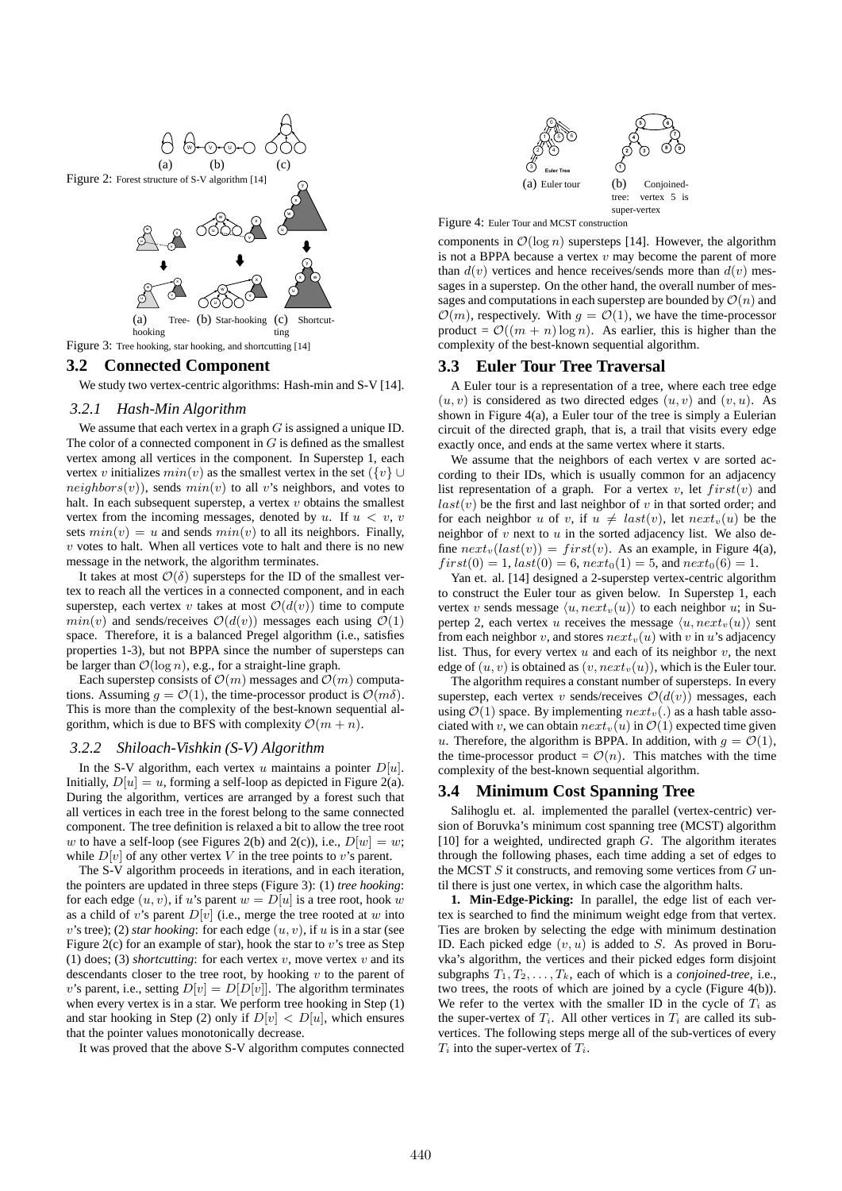Figure 2: Forest structure of S-V algorithm [14]

Figure 3: Tree hooking, star hooking, and shortcutting [14]

### 3.2 Connected Component

We study two vertex-centric algorithms: Hash-min and S-V [14].

#### *3.2.1 Hash-Min Algorithm*

We assume that each vertex in a graph $G$ is assigned a unique ID. The color of a connected component in $G$ is defined as the smallest vertex among all vertices in the component. In Superstep 1, each vertex $v$ initializes $min(v)$ as the smallest vertex in the set $(\{v\} \cup neighbors(v))$, sends $min(v)$ to all $v$'s neighbors, and votes to halt. In each subsequent superstep, a vertex $v$ obtains the smallest vertex from the incoming messages, denoted by $u$. If $u < v$, $v$ sets $min(v) = u$ and sends $min(v)$ to all its neighbors. Finally, $v$ votes to halt. When all vertices vote to halt and there is no new message in the network, the algorithm terminates.

It takes at most $\mathcal{O}(\delta)$ supersteps for the ID of the smallest vertex to reach all the vertices in a connected component, and in each superstep, each vertex $v$ takes at most $\mathcal{O}(d(v))$ time to compute $min(v)$ and sends/receives $\mathcal{O}(d(v))$ messages each using $\mathcal{O}(1)$ space. Therefore, it is a balanced Pregel algorithm (i.e., satisfies properties 1-3), but not BPPA since the number of supersteps can be larger than $\mathcal{O}(\log n)$, e.g., for a straight-line graph.

Each superstep consists of $\mathcal{O}(m)$ messages and $\mathcal{O}(m)$ computations. Assuming $g = \mathcal{O}(1)$, the time-processor product is $\mathcal{O}(m\delta)$. This is more than the complexity of the best-known sequential algorithm, which is due to BFS with complexity $\mathcal{O}(m + n)$.

#### *3.2.2 Shiloach-Vishkin (S-V) Algorithm*

In the S-V algorithm, each vertex $u$ maintains a pointer $D[u]$. Initially, $D[u] = u$, forming a self-loop as depicted in Figure 2(a). During the algorithm, vertices are arranged by a forest such that all vertices in each tree in the forest belong to the same connected component. The tree definition is relaxed a bit to allow the tree root $w$ to have a self-loop (see Figures 2(b) and 2(c)), i.e., $D[w] = w$; while $D[v]$ of any other vertex $V$ in the tree points to $v$'s parent.

The S-V algorithm proceeds in iterations, and in each iteration, the pointers are updated in three steps (Figure 3): (1) *tree hooking*: for each edge $(u, v)$, if $u$'s parent $w = D[u]$ is a tree root, hook $w$ as a child of $v$'s parent $D[v]$ (i.e., merge the tree rooted at $w$ into $v$'s tree); (2) *star hooking*: for each edge $(u, v)$, if $u$ is in a star (see Figure 2(c) for an example of star), hook the star to $v$'s tree as Step (1) does; (3) *shortcutting*: for each vertex $v$, move vertex $v$ and its descendants closer to the tree root, by hooking $v$ to the parent of $v$'s parent, i.e., setting $D[v] = D[D[v]]$. The algorithm terminates when every vertex is in a star. We perform tree hooking in Step (1) and star hooking in Step (2) only if $D[v] < D[u]$, which ensures that the pointer values monotonically decrease.

It was proved that the above S-V algorithm computes connected components in $\mathcal{O}(\log n)$ supersteps [14]. However, the algorithm is not a BPPA because a vertex $v$ may become the parent of more than $d(v)$ vertices and hence receives/sends more than $d(v)$ messages in a superstep. On the other hand, the overall number of messages and computations in each superstep are bounded by $\mathcal{O}(n)$ and $\mathcal{O}(m)$, respectively. With $g = \mathcal{O}(1)$, we have the time-processor product $= \mathcal{O}((m + n) \log n)$. As earlier, this is higher than the complexity of the best-known sequential algorithm.

Figure 4: Euler Tour and MCST construction. (a) Euler tour (b) Conjoined-tree: vertex 5 is super-vertex

### 3.3 Euler Tour Tree Traversal

A Euler tour is a representation of a tree, where each tree edge $(u, v)$ is considered as two directed edges $(u, v)$ and $(v, u)$. As shown in Figure 4(a), a Euler tour of the tree is simply a Eulerian circuit of the directed graph, that is, a trail that visits every edge exactly once, and ends at the same vertex where it starts.

We assume that the neighbors of each vertex v are sorted according to their IDs, which is usually common for an adjacency list representation of a graph. For a vertex $v$, let $first(v)$ and $last(v)$ be the first and last neighbor of $v$ in that sorted order; and for each neighbor $u$ of $v$, if $u \neq last(v)$, let $next_v(u)$ be the neighbor of $v$ next to $u$ in the sorted adjacency list. We also define $next_v(last(v)) = first(v)$. As an example, in Figure 4(a), $first(0) = 1$, $last(0) = 6$, $next_0(1) = 5$, and $next_0(6) = 1$.

Yan et. al. [14] designed a 2-superstep vertex-centric algorithm to construct the Euler tour as given below. In Superstep 1, each vertex $v$ sends message $\langle u, next_v(u)\rangle$ to each neighbor $u$; in Superstep 2, each vertex $u$ receives the message $\langle u, next_v(u)\rangle$ sent from each neighbor $v$, and stores $next_v(u)$ with $v$ in $u$'s adjacency list. Thus, for every vertex $u$ and each of its neighbor $v$, the next edge of $(u, v)$ is obtained as $(v, next_v(u))$, which is the Euler tour.

The algorithm requires a constant number of supersteps. In every superstep, each vertex $v$ sends/receives $\mathcal{O}(d(v))$ messages, each using $\mathcal{O}(1)$ space. By implementing $next_v(.)$ as a hash table associated with $v$, we can obtain $next_v(u)$ in $\mathcal{O}(1)$ expected time given $u$. Therefore, the algorithm is BPPA. In addition, with $g = \mathcal{O}(1)$, the time-processor product = $\mathcal{O}(n)$. This matches with the time complexity of the best-known sequential algorithm.

### 3.4 Minimum Cost Spanning Tree

Salihoglu et. al. implemented the parallel (vertex-centric) version of Boruvka's minimum cost spanning tree (MCST) algorithm [10] for a weighted, undirected graph $G$. The algorithm iterates through the following phases, each time adding a set of edges to the MCST $S$ it constructs, and removing some vertices from $G$ until there is just one vertex, in which case the algorithm halts.

**1. Min-Edge-Picking:** In parallel, the edge list of each vertex is searched to find the minimum weight edge from that vertex. Ties are broken by selecting the edge with minimum destination ID. Each picked edge $(v, u)$ is added to $S$. As proved in Boruvka's algorithm, the vertices and their picked edges form disjoint subgraphs $T_1, T_2, \ldots, T_k$, each of which is a *conjoined-tree*, i.e., two trees, the roots of which are joined by a cycle (Figure 4(b)). We refer to the vertex with the smaller ID in the cycle of $T_i$ as the super-vertex of $T_i$. All other vertices in $T_i$ are called its sub-vertices. The following steps merge all of the sub-vertices of every $T_i$ into the super-vertex of $T_i$.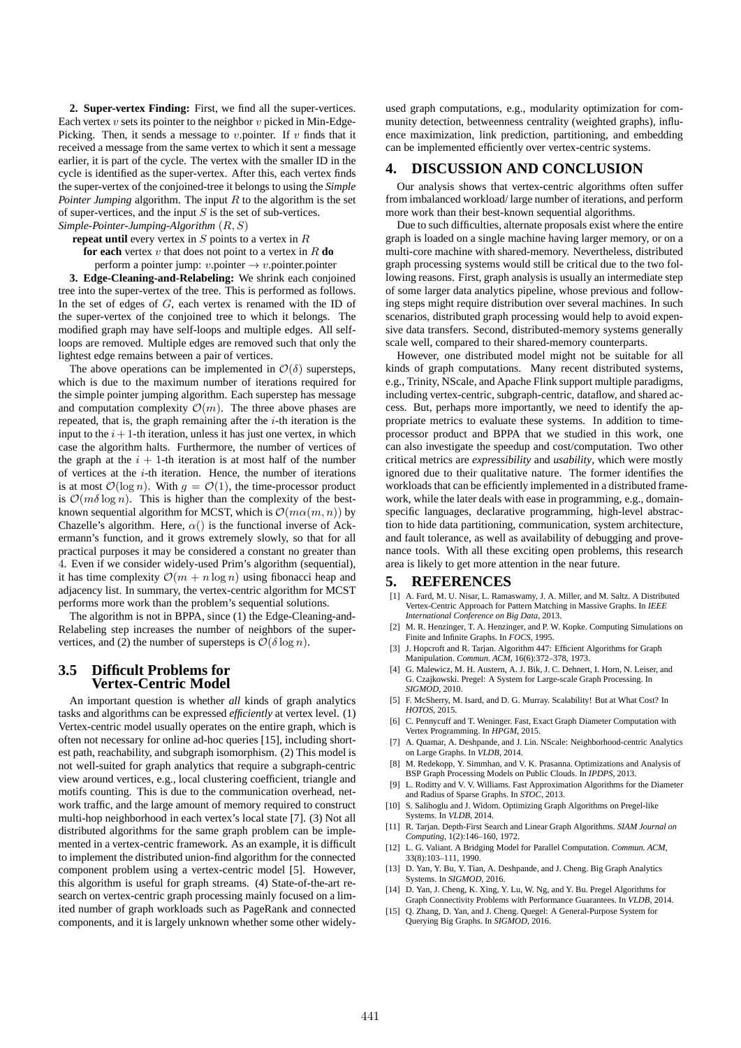**2. Super-vertex Finding:** First, we find all the super-vertices. Each vertex $v$ sets its pointer to the neighbor $v$ picked in Min-Edge-Picking. Then, it sends a message to $v$.pointer. If $v$ finds that it received a message from the same vertex to which it sent a message earlier, it is part of the cycle. The vertex with the smaller ID in the cycle is identified as the super-vertex. After this, each vertex finds the super-vertex of the conjoined-tree it belongs to using the *Simple Pointer Jumping* algorithm. The input $R$ to the algorithm is the set of super-vertices, and the input $S$ is the set of sub-vertices.

*Simple-Pointer-Jumping-Algorithm* $(R, S)$

**repeat until** every vertex in $S$ points to a vertex in $R$

**for each** vertex $v$ that does not point to a vertex in $R$ **do**

perform a pointer jump: $v$.pointer $\rightarrow$ $v$.pointer.pointer

**3. Edge-Cleaning-and-Relabeling:** We shrink each conjoined tree into the super-vertex of the tree. This is performed as follows. In the set of edges of $G$, each vertex is renamed with the ID of the super-vertex of the conjoined tree to which it belongs. The modified graph may have self-loops and multiple edges. All self-loops are removed. Multiple edges are removed such that only the lightest edge remains between a pair of vertices.

The above operations can be implemented in $\mathcal{O}(\delta)$ supersteps, which is due to the maximum number of iterations required for the simple pointer jumping algorithm. Each superstep has message and computation complexity $\mathcal{O}(m)$. The three above phases are repeated, that is, the graph remaining after the $i$-th iteration is the input to the $i+1$-th iteration, unless it has just one vertex, in which case the algorithm halts. Furthermore, the number of vertices of the graph at the $i+1$-th iteration is at most half of the number of vertices at the $i$-th iteration. Hence, the number of iterations is at most $\mathcal{O}(\log n)$. With $g = \mathcal{O}(1)$, the time-processor product is $\mathcal{O}(m\delta \log n)$. This is higher than the complexity of the best-known sequential algorithm for MCST, which is $\mathcal{O}(m\alpha(m, n))$ by Chazelle's algorithm. Here, $\alpha()$ is the functional inverse of Ackermann's function, and it grows extremely slowly, so that for all practical purposes it may be considered a constant no greater than 4. Even if we consider widely-used Prim's algorithm (sequential), it has time complexity $\mathcal{O}(m + n \log n)$ using fibonacci heap and adjacency list. In summary, the vertex-centric algorithm for MCST performs more work than the problem's sequential solutions.

The algorithm is not in BPPA, since (1) the Edge-Cleaning-and-Relabeling step increases the number of neighbors of the super-vertices, and (2) the number of supersteps is $\mathcal{O}(\delta \log n)$.

### 3.5 Difficult Problems for Vertex-Centric Model

An important question is whether *all* kinds of graph analytics tasks and algorithms can be expressed *efficiently* at vertex level. (1) Vertex-centric model usually operates on the entire graph, which is often not necessary for online ad-hoc queries [15], including shortest path, reachability, and subgraph isomorphism. (2) This model is not well-suited for graph analytics that require a subgraph-centric view around vertices, e.g., local clustering coefficient, triangle and motifs counting. This is due to the communication overhead, network traffic, and the large amount of memory required to construct multi-hop neighborhood in each vertex's local state [7]. (3) Not all distributed algorithms for the same graph problem can be implemented in a vertex-centric framework. As an example, it is difficult to implement the distributed union-find algorithm for the connected component problem using a vertex-centric model [5]. However, this algorithm is useful for graph streams. (4) State-of-the-art research on vertex-centric graph processing mainly focused on a limited number of graph workloads such as PageRank and connected components, and it is largely unknown whether some other widely-used graph computations, e.g., modularity optimization for community detection, betweenness centrality (weighted graphs), influence maximization, link prediction, partitioning, and embedding can be implemented efficiently over vertex-centric systems.

## 4. DISCUSSION AND CONCLUSION

Our analysis shows that vertex-centric algorithms often suffer from imbalanced workload/ large number of iterations, and perform more work than their best-known sequential algorithms.

Due to such difficulties, alternate proposals exist where the entire graph is loaded on a single machine having larger memory, or on a multi-core machine with shared-memory. Nevertheless, distributed graph processing systems would still be critical due to the two following reasons. First, graph analysis is usually an intermediate step of some larger data analytics pipeline, whose previous and following steps might require distribution over several machines. In such scenarios, distributed graph processing would help to avoid expensive data transfers. Second, distributed-memory systems generally scale well, compared to their shared-memory counterparts.

However, one distributed model might not be suitable for all kinds of graph computations. Many recent distributed systems, e.g., Trinity, NScale, and Apache Flink support multiple paradigms, including vertex-centric, subgraph-centric, dataflow, and shared access. But, perhaps more importantly, we need to identify the appropriate metrics to evaluate these systems. In addition to time-processor product and BPPA that we studied in this work, one can also investigate the speedup and cost/computation. Two other critical metrics are *expressibility* and *usability*, which were mostly ignored due to their qualitative nature. The former identifies the workloads that can be efficiently implemented in a distributed framework, while the later deals with ease in programming, e.g., domain-specific languages, declarative programming, high-level abstraction to hide data partitioning, communication, system architecture, and fault tolerance, as well as availability of debugging and provenance tools. With all these exciting open problems, this research area is likely to get more attention in the near future.

## 5. REFERENCES

[1] A. Fard, M. U. Nisar, L. Ramaswamy, J. A. Miller, and M. Saltz. A Distributed Vertex-Centric Approach for Pattern Matching in Massive Graphs. In *IEEE International Conference on Big Data*, 2013.

[2] M. R. Henzinger, T. A. Henzinger, and P. W. Kopke. Computing Simulations on Finite and Infinite Graphs. In *FOCS*, 1995.

[3] J. Hopcroft and R. Tarjan. Algorithm 447: Efficient Algorithms for Graph Manipulation. *Commun. ACM*, 16(6):372–378, 1973.

[4] G. Malewicz, M. H. Austern, A. J. Bik, J. C. Dehnert, I. Horn, N. Leiser, and G. Czajkowski. Pregel: A System for Large-scale Graph Processing. In *SIGMOD*, 2010.

[5] F. McSherry, M. Isard, and D. G. Murray. Scalability! But at What Cost? In *HOTOS*, 2015.

[6] C. Pennycuff and T. Weninger. Fast, Exact Graph Diameter Computation with Vertex Programming. In *HPGM*, 2015.

[7] A. Quamar, A. Deshpande, and J. Lin. NScale: Neighborhood-centric Analytics on Large Graphs. In *VLDB*, 2014.

[8] M. Redekopp, Y. Simmhan, and V. K. Prasanna. Optimizations and Analysis of BSP Graph Processing Models on Public Clouds. In *IPDPS*, 2013.

[9] L. Roditty and V. V. Williams. Fast Approximation Algorithms for the Diameter and Radius of Sparse Graphs. In *STOC*, 2013.

[10] S. Salihoglu and J. Widom. Optimizing Graph Algorithms on Pregel-like Systems. In *VLDB*, 2014.

[11] R. Tarjan. Depth-First Search and Linear Graph Algorithms. *SIAM Journal on Computing*, 1(2):146–160, 1972.

[12] L. G. Valiant. A Bridging Model for Parallel Computation. *Commun. ACM*, 33(8):103–111, 1990.

[13] D. Yan, Y. Bu, Y. Tian, A. Deshpande, and J. Cheng. Big Graph Analytics Systems. In *SIGMOD*, 2016.

[14] D. Yan, J. Cheng, K. Xing, Y. Lu, W. Ng, and Y. Bu. Pregel Algorithms for Graph Connectivity Problems with Performance Guarantees. In *VLDB*, 2014.

[15] Q. Zhang, D. Yan, and J. Cheng. Quegel: A General-Purpose System for Querying Big Graphs. In *SIGMOD*, 2016.